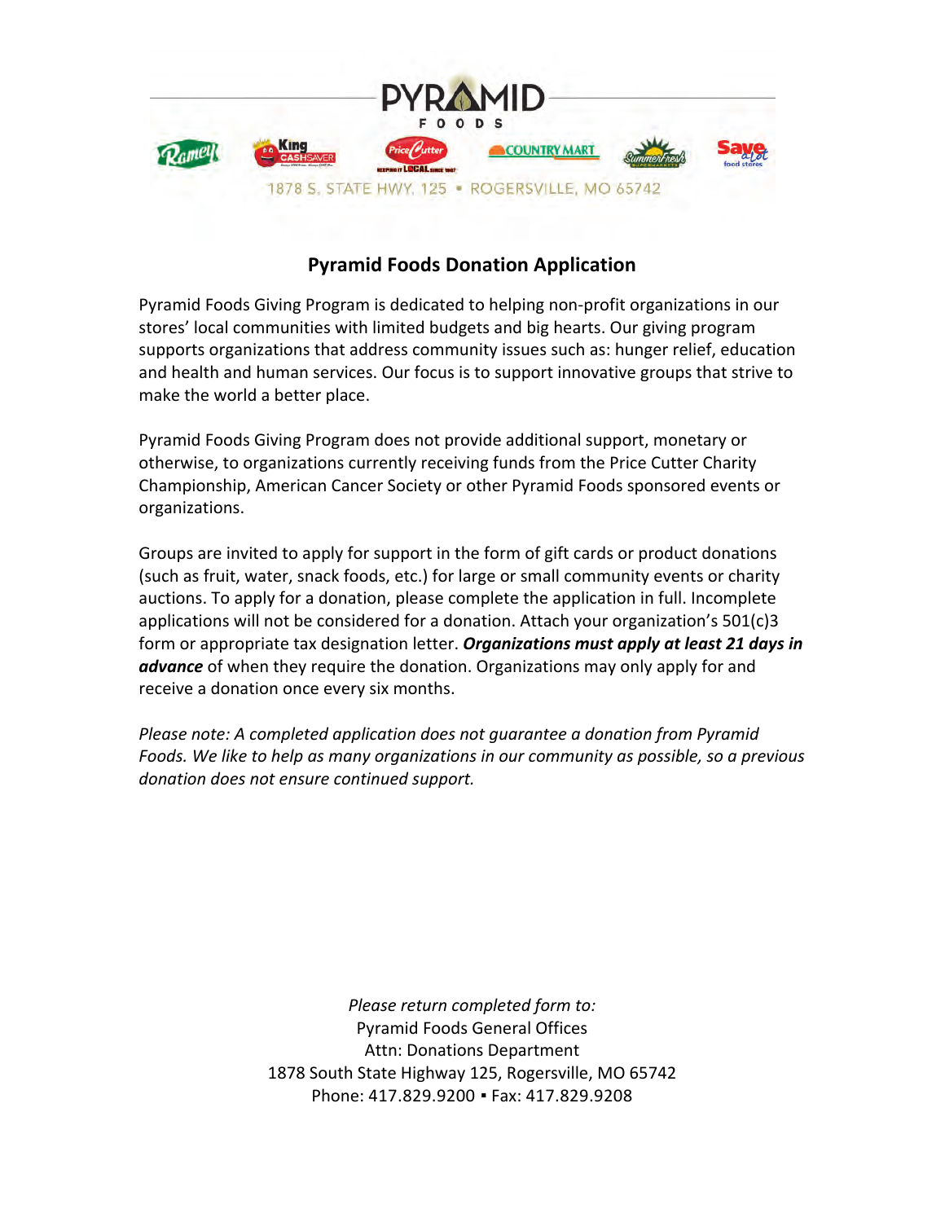PYRAMID FOODS

1878 S. STATE HWY. 125 • ROGERSVILLE, MO 65742

# Pyramid Foods Donation Application

Pyramid Foods Giving Program is dedicated to helping non-profit organizations in our stores' local communities with limited budgets and big hearts. Our giving program supports organizations that address community issues such as: hunger relief, education and health and human services. Our focus is to support innovative groups that strive to make the world a better place.

Pyramid Foods Giving Program does not provide additional support, monetary or otherwise, to organizations currently receiving funds from the Price Cutter Charity Championship, American Cancer Society or other Pyramid Foods sponsored events or organizations.

Groups are invited to apply for support in the form of gift cards or product donations (such as fruit, water, snack foods, etc.) for large or small community events or charity auctions. To apply for a donation, please complete the application in full. Incomplete applications will not be considered for a donation. Attach your organization's 501(c)3 form or appropriate tax designation letter. ***Organizations must apply at least 21 days in advance*** of when they require the donation. Organizations may only apply for and receive a donation once every six months.

*Please note: A completed application does not guarantee a donation from Pyramid Foods. We like to help as many organizations in our community as possible, so a previous donation does not ensure continued support.*

*Please return completed form to:*
Pyramid Foods General Offices
Attn: Donations Department
1878 South State Highway 125, Rogersville, MO 65742
Phone: 417.829.9200 ▪ Fax: 417.829.9208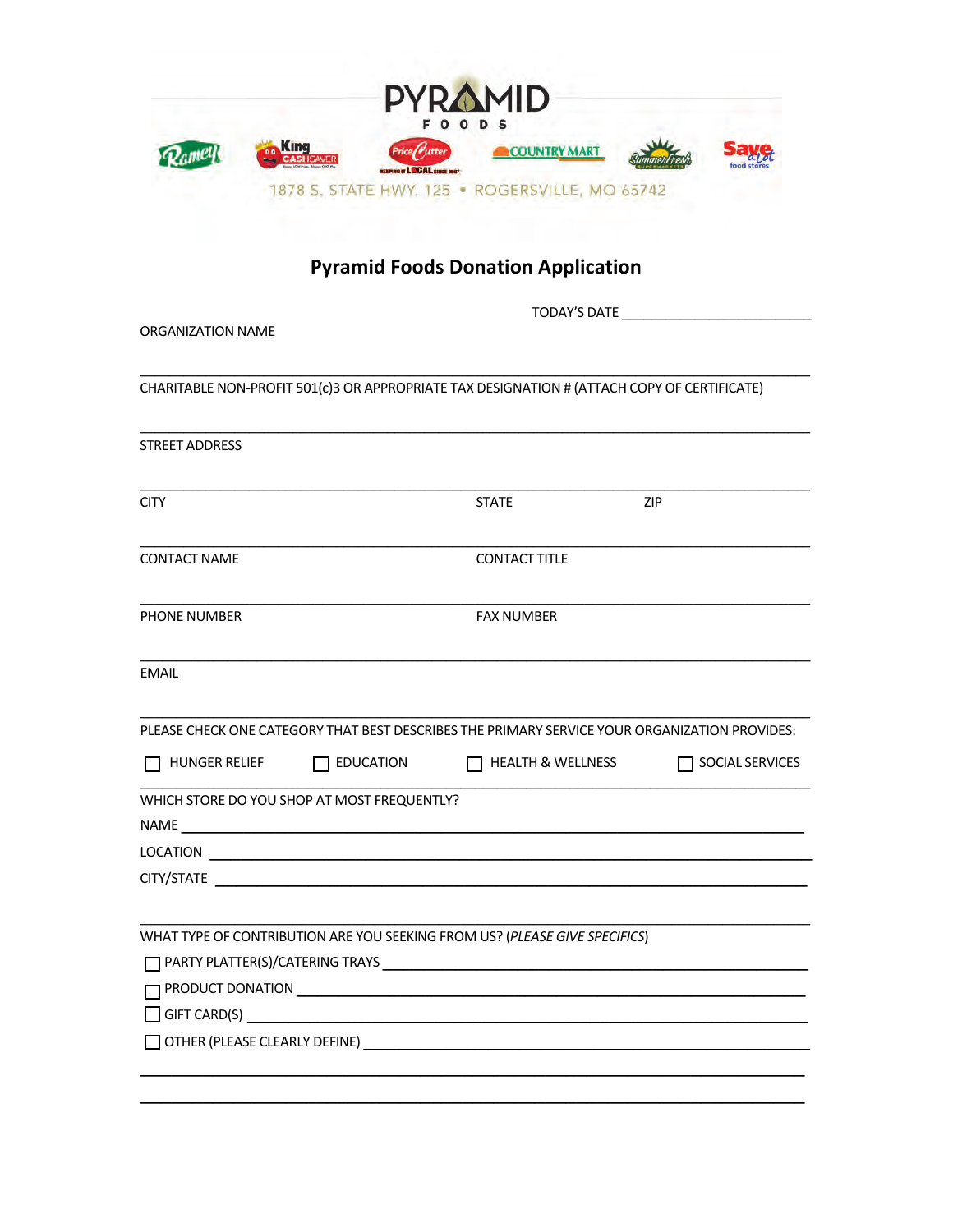PYRAMID FOODS

Ramey · King CASHSAVER · Price Cutter · COUNTRY MART · SummerFresh · Save a lot

1878 S. STATE HWY. 125 • ROGERSVILLE, MO 65742

## Pyramid Foods Donation Application

TODAY'S DATE \_\_\_\_\_\_\_\_\_\_\_\_\_\_\_\_\_\_\_\_\_\_\_\_

ORGANIZATION NAME

\_\_\_\_\_\_\_\_\_\_\_\_\_\_\_\_\_\_\_\_\_\_\_\_\_\_\_\_\_\_\_\_\_\_\_\_\_\_\_\_\_\_\_\_\_\_\_\_\_\_\_\_\_\_\_\_\_\_\_\_\_\_\_\_\_\_\_\_\_\_\_\_\_\_\_\_\_\_

CHARITABLE NON-PROFIT 501(c)3 OR APPROPRIATE TAX DESIGNATION # (ATTACH COPY OF CERTIFICATE)

\_\_\_\_\_\_\_\_\_\_\_\_\_\_\_\_\_\_\_\_\_\_\_\_\_\_\_\_\_\_\_\_\_\_\_\_\_\_\_\_\_\_\_\_\_\_\_\_\_\_\_\_\_\_\_\_\_\_\_\_\_\_\_\_\_\_\_\_\_\_\_\_\_\_\_\_\_\_

STREET ADDRESS

\_\_\_\_\_\_\_\_\_\_\_\_\_\_\_\_\_\_\_\_\_\_\_\_\_\_\_\_\_\_\_\_\_\_\_\_\_\_\_\_\_\_\_\_\_\_\_\_\_\_\_\_\_\_\_\_\_\_\_\_\_\_\_\_\_\_\_\_\_\_\_\_\_\_\_\_\_\_

CITY STATE ZIP

\_\_\_\_\_\_\_\_\_\_\_\_\_\_\_\_\_\_\_\_\_\_\_\_\_\_\_\_\_\_\_\_\_\_\_\_\_\_\_\_\_\_\_\_\_\_\_\_\_\_\_\_\_\_\_\_\_\_\_\_\_\_\_\_\_\_\_\_\_\_\_\_\_\_\_\_\_\_

CONTACT NAME CONTACT TITLE

\_\_\_\_\_\_\_\_\_\_\_\_\_\_\_\_\_\_\_\_\_\_\_\_\_\_\_\_\_\_\_\_\_\_\_\_\_\_\_\_\_\_\_\_\_\_\_\_\_\_\_\_\_\_\_\_\_\_\_\_\_\_\_\_\_\_\_\_\_\_\_\_\_\_\_\_\_\_

PHONE NUMBER FAX NUMBER

\_\_\_\_\_\_\_\_\_\_\_\_\_\_\_\_\_\_\_\_\_\_\_\_\_\_\_\_\_\_\_\_\_\_\_\_\_\_\_\_\_\_\_\_\_\_\_\_\_\_\_\_\_\_\_\_\_\_\_\_\_\_\_\_\_\_\_\_\_\_\_\_\_\_\_\_\_\_

EMAIL

\_\_\_\_\_\_\_\_\_\_\_\_\_\_\_\_\_\_\_\_\_\_\_\_\_\_\_\_\_\_\_\_\_\_\_\_\_\_\_\_\_\_\_\_\_\_\_\_\_\_\_\_\_\_\_\_\_\_\_\_\_\_\_\_\_\_\_\_\_\_\_\_\_\_\_\_\_\_

PLEASE CHECK ONE CATEGORY THAT BEST DESCRIBES THE PRIMARY SERVICE YOUR ORGANIZATION PROVIDES:

☐ HUNGER RELIEF ☐ EDUCATION ☐ HEALTH & WELLNESS ☐ SOCIAL SERVICES

WHICH STORE DO YOU SHOP AT MOST FREQUENTLY?

NAME \_\_\_\_\_\_\_\_\_\_\_\_\_\_\_\_\_\_\_\_\_\_\_\_\_\_\_\_\_\_\_\_\_\_\_\_\_\_\_\_\_\_\_\_\_\_\_\_\_\_\_\_\_\_\_\_\_\_\_\_\_\_\_\_\_\_\_\_\_\_\_\_

LOCATION \_\_\_\_\_\_\_\_\_\_\_\_\_\_\_\_\_\_\_\_\_\_\_\_\_\_\_\_\_\_\_\_\_\_\_\_\_\_\_\_\_\_\_\_\_\_\_\_\_\_\_\_\_\_\_\_\_\_\_\_\_\_\_\_\_\_\_\_

CITY/STATE \_\_\_\_\_\_\_\_\_\_\_\_\_\_\_\_\_\_\_\_\_\_\_\_\_\_\_\_\_\_\_\_\_\_\_\_\_\_\_\_\_\_\_\_\_\_\_\_\_\_\_\_\_\_\_\_\_\_\_\_\_\_\_\_\_\_

\_\_\_\_\_\_\_\_\_\_\_\_\_\_\_\_\_\_\_\_\_\_\_\_\_\_\_\_\_\_\_\_\_\_\_\_\_\_\_\_\_\_\_\_\_\_\_\_\_\_\_\_\_\_\_\_\_\_\_\_\_\_\_\_\_\_\_\_\_\_\_\_\_\_\_\_\_\_

WHAT TYPE OF CONTRIBUTION ARE YOU SEEKING FROM US? (*PLEASE GIVE SPECIFICS*)

☐ PARTY PLATTER(S)/CATERING TRAYS \_\_\_\_\_\_\_\_\_\_\_\_\_\_\_\_\_\_\_\_\_\_\_\_\_\_\_\_\_\_\_\_\_\_\_\_\_\_\_\_\_\_\_\_\_\_\_\_

☐ PRODUCT DONATION \_\_\_\_\_\_\_\_\_\_\_\_\_\_\_\_\_\_\_\_\_\_\_\_\_\_\_\_\_\_\_\_\_\_\_\_\_\_\_\_\_\_\_\_\_\_\_\_\_\_\_\_\_\_\_\_\_\_\_\_

☐ GIFT CARD(S) \_\_\_\_\_\_\_\_\_\_\_\_\_\_\_\_\_\_\_\_\_\_\_\_\_\_\_\_\_\_\_\_\_\_\_\_\_\_\_\_\_\_\_\_\_\_\_\_\_\_\_\_\_\_\_\_\_\_\_\_\_\_\_\_\_

☐ OTHER (PLEASE CLEARLY DEFINE) \_\_\_\_\_\_\_\_\_\_\_\_\_\_\_\_\_\_\_\_\_\_\_\_\_\_\_\_\_\_\_\_\_\_\_\_\_\_\_\_\_\_\_\_\_\_\_\_\_\_

\_\_\_\_\_\_\_\_\_\_\_\_\_\_\_\_\_\_\_\_\_\_\_\_\_\_\_\_\_\_\_\_\_\_\_\_\_\_\_\_\_\_\_\_\_\_\_\_\_\_\_\_\_\_\_\_\_\_\_\_\_\_\_\_\_\_\_\_\_\_\_\_\_\_\_\_\_\_

\_\_\_\_\_\_\_\_\_\_\_\_\_\_\_\_\_\_\_\_\_\_\_\_\_\_\_\_\_\_\_\_\_\_\_\_\_\_\_\_\_\_\_\_\_\_\_\_\_\_\_\_\_\_\_\_\_\_\_\_\_\_\_\_\_\_\_\_\_\_\_\_\_\_\_\_\_\_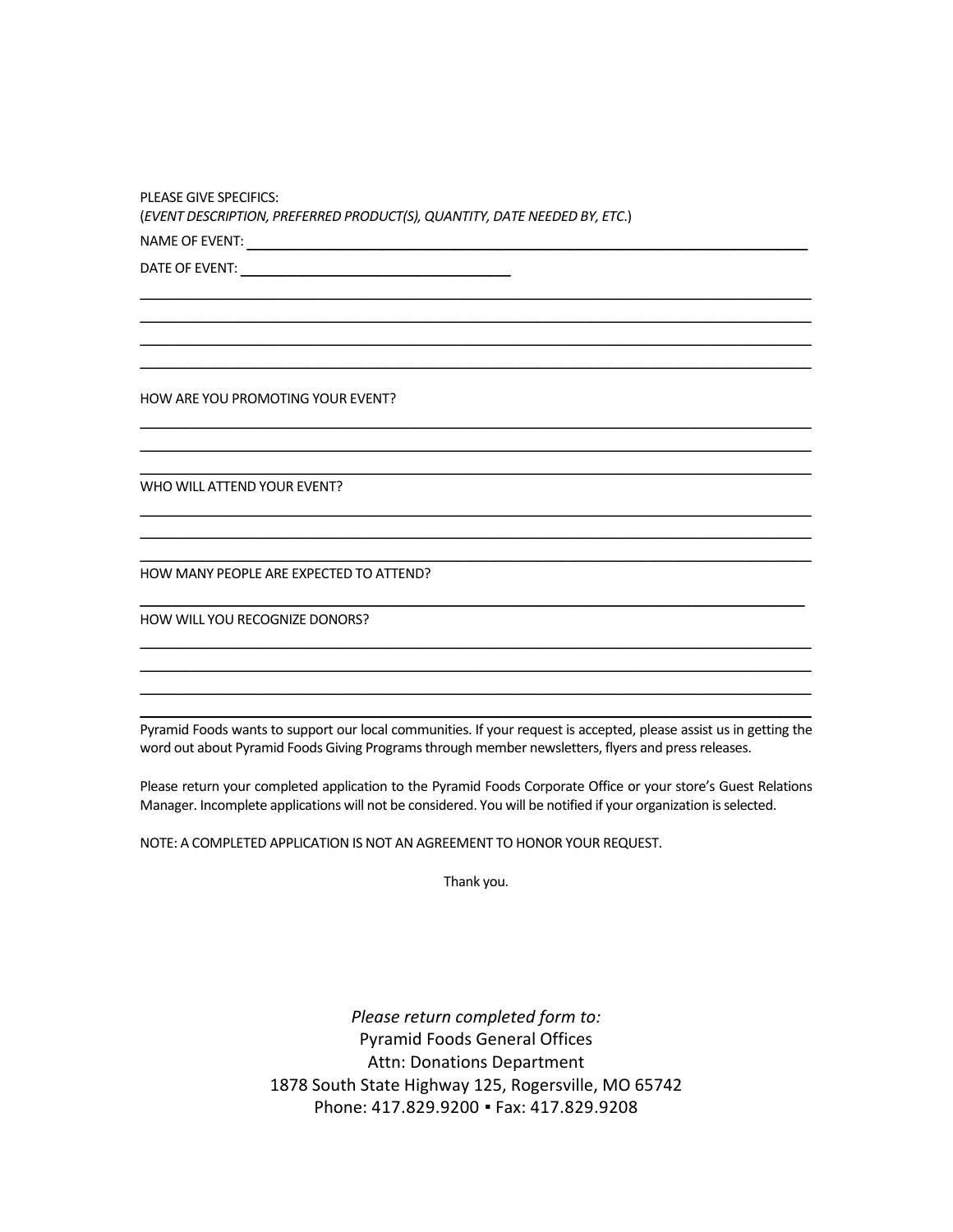PLEASE GIVE SPECIFICS:
(*EVENT DESCRIPTION, PREFERRED PRODUCT(S), QUANTITY, DATE NEEDED BY, ETC.*)

NAME OF EVENT: ______________________________________________________________________________

DATE OF EVENT: ____________________________________

______________________________________________________________________________________________

______________________________________________________________________________________________

______________________________________________________________________________________________

______________________________________________________________________________________________

HOW ARE YOU PROMOTING YOUR EVENT?

______________________________________________________________________________________________

______________________________________________________________________________________________

______________________________________________________________________________________________

WHO WILL ATTEND YOUR EVENT?

______________________________________________________________________________________________

______________________________________________________________________________________________

______________________________________________________________________________________________

HOW MANY PEOPLE ARE EXPECTED TO ATTEND?

______________________________________________________________________________________________

HOW WILL YOU RECOGNIZE DONORS?

______________________________________________________________________________________________

______________________________________________________________________________________________

______________________________________________________________________________________________

______________________________________________________________________________________________

Pyramid Foods wants to support our local communities. If your request is accepted, please assist us in getting the word out about Pyramid Foods Giving Programs through member newsletters, flyers and press releases.

Please return your completed application to the Pyramid Foods Corporate Office or your store's Guest Relations Manager. Incomplete applications will not be considered. You will be notified if your organization is selected.

NOTE: A COMPLETED APPLICATION IS NOT AN AGREEMENT TO HONOR YOUR REQUEST.

Thank you.

*Please return completed form to:*
Pyramid Foods General Offices
Attn: Donations Department
1878 South State Highway 125, Rogersville, MO 65742
Phone: 417.829.9200 ▪ Fax: 417.829.9208